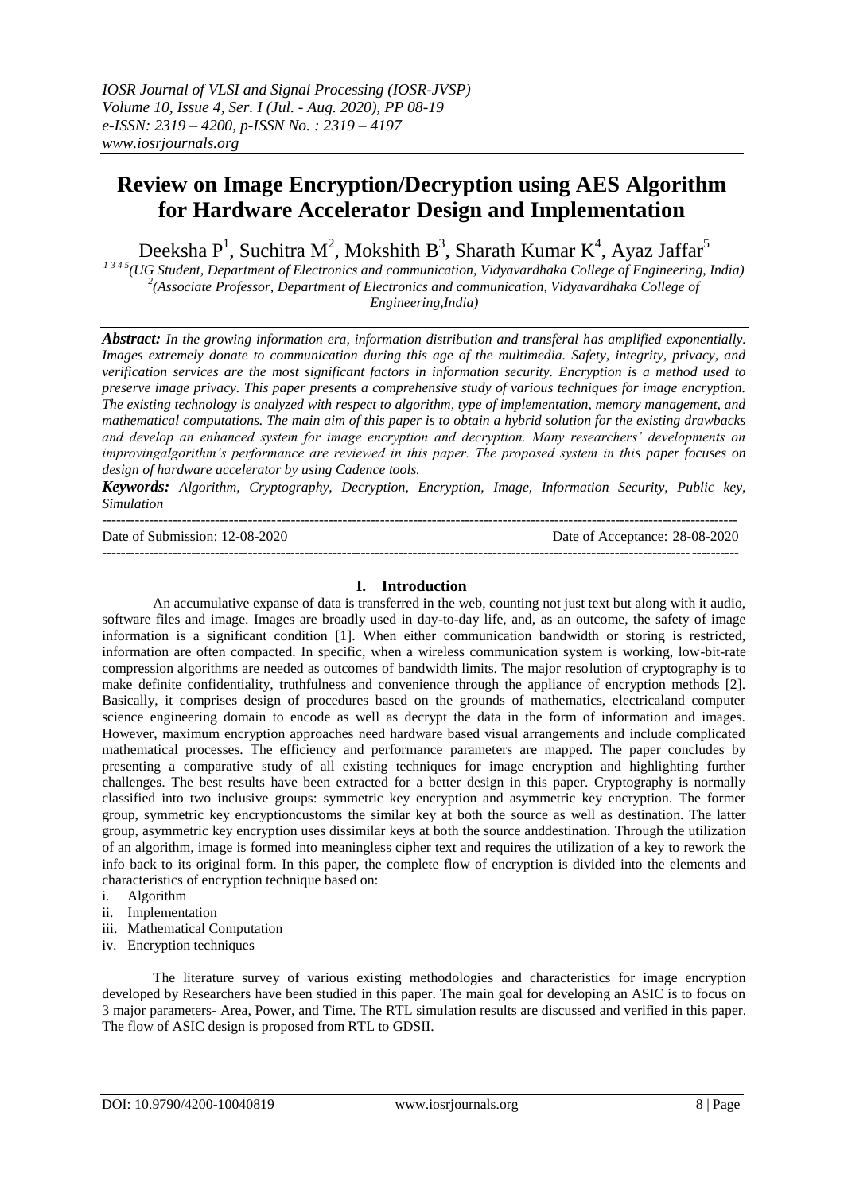# Review on Image Encryption/Decryption using AES Algorithm for Hardware Accelerator Design and Implementation

Deeksha P[1], Suchitra M[2], Mokshith B[3], Sharath Kumar K[4], Ayaz Jaffar[5]

[1 3 4 5](UG Student, Department of Electronics and communication, Vidyavardhaka College of Engineering, India)
[2](Associate Professor, Department of Electronics and communication, Vidyavardhaka College of Engineering,India)

***Abstract:*** *In the growing information era, information distribution and transferal has amplified exponentially. Images extremely donate to communication during this age of the multimedia. Safety, integrity, privacy, and verification services are the most significant factors in information security. Encryption is a method used to preserve image privacy. This paper presents a comprehensive study of various techniques for image encryption. The existing technology is analyzed with respect to algorithm, type of implementation, memory management, and mathematical computations. The main aim of this paper is to obtain a hybrid solution for the existing drawbacks and develop an enhanced system for image encryption and decryption. Many researchers' developments on improvingalgorithm's performance are reviewed in this paper. The proposed system in this paper focuses on design of hardware accelerator by using Cadence tools.*

***Keywords:*** *Algorithm, Cryptography, Decryption, Encryption, Image, Information Security, Public key, Simulation*

Date of Submission: 12-08-2020 Date of Acceptance: 28-08-2020

## I. Introduction

An accumulative expanse of data is transferred in the web, counting not just text but along with it audio, software files and image. Images are broadly used in day-to-day life, and, as an outcome, the safety of image information is a significant condition [1]. When either communication bandwidth or storing is restricted, information are often compacted. In specific, when a wireless communication system is working, low-bit-rate compression algorithms are needed as outcomes of bandwidth limits. The major resolution of cryptography is to make definite confidentiality, truthfulness and convenience through the appliance of encryption methods [2]. Basically, it comprises design of procedures based on the grounds of mathematics, electricaland computer science engineering domain to encode as well as decrypt the data in the form of information and images. However, maximum encryption approaches need hardware based visual arrangements and include complicated mathematical processes. The efficiency and performance parameters are mapped. The paper concludes by presenting a comparative study of all existing techniques for image encryption and highlighting further challenges. The best results have been extracted for a better design in this paper. Cryptography is normally classified into two inclusive groups: symmetric key encryption and asymmetric key encryption. The former group, symmetric key encryptioncustoms the similar key at both the source as well as destination. The latter group, asymmetric key encryption uses dissimilar keys at both the source anddestination. Through the utilization of an algorithm, image is formed into meaningless cipher text and requires the utilization of a key to rework the info back to its original form. In this paper, the complete flow of encryption is divided into the elements and characteristics of encryption technique based on:

i. Algorithm
ii. Implementation
iii. Mathematical Computation
iv. Encryption techniques

The literature survey of various existing methodologies and characteristics for image encryption developed by Researchers have been studied in this paper. The main goal for developing an ASIC is to focus on 3 major parameters- Area, Power, and Time. The RTL simulation results are discussed and verified in this paper. The flow of ASIC design is proposed from RTL to GDSII.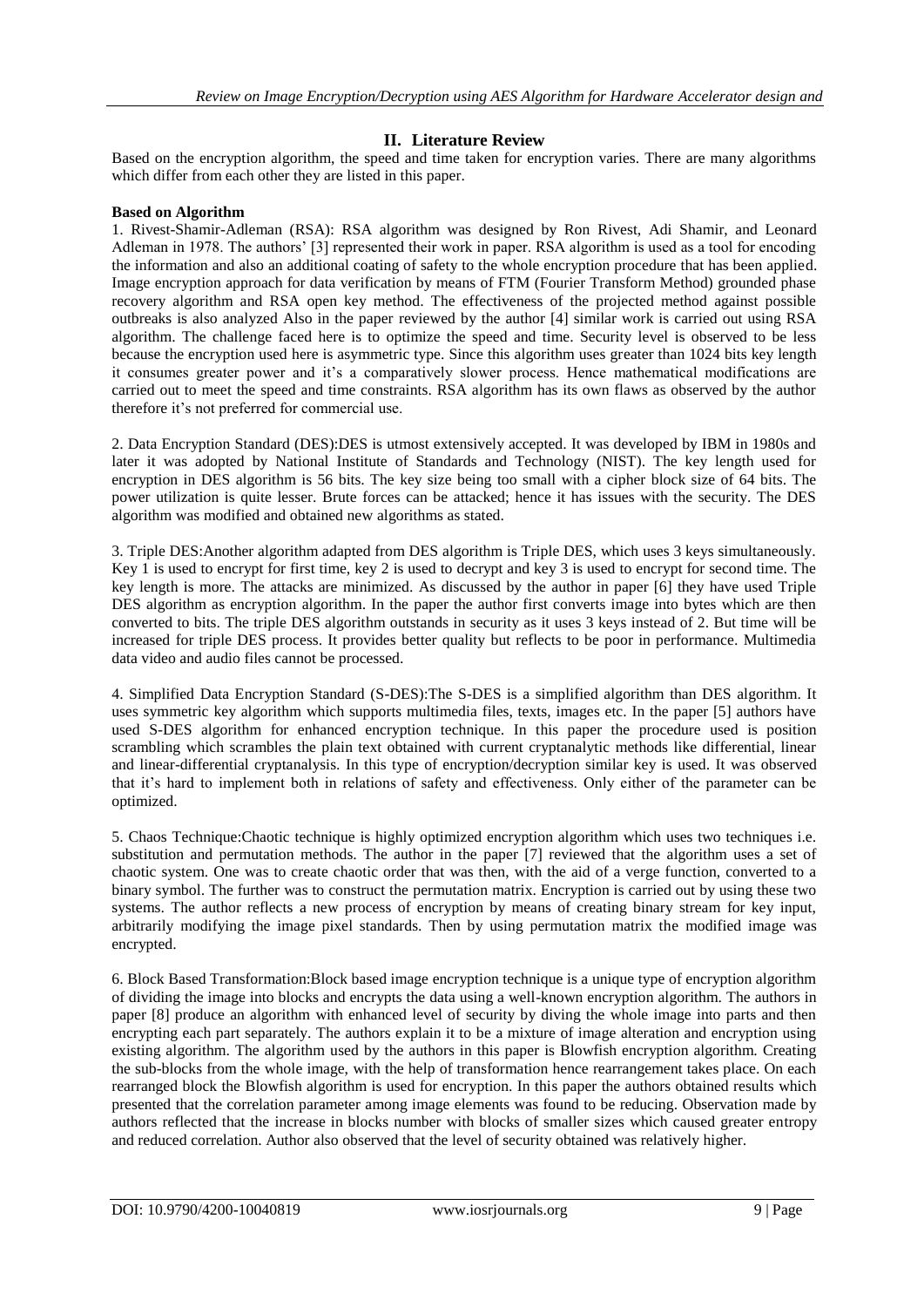## II. Literature Review

Based on the encryption algorithm, the speed and time taken for encryption varies. There are many algorithms which differ from each other they are listed in this paper.

**Based on Algorithm**

1. Rivest-Shamir-Adleman (RSA): RSA algorithm was designed by Ron Rivest, Adi Shamir, and Leonard Adleman in 1978. The authors' [3] represented their work in paper. RSA algorithm is used as a tool for encoding the information and also an additional coating of safety to the whole encryption procedure that has been applied. Image encryption approach for data verification by means of FTM (Fourier Transform Method) grounded phase recovery algorithm and RSA open key method. The effectiveness of the projected method against possible outbreaks is also analyzed Also in the paper reviewed by the author [4] similar work is carried out using RSA algorithm. The challenge faced here is to optimize the speed and time. Security level is observed to be less because the encryption used here is asymmetric type. Since this algorithm uses greater than 1024 bits key length it consumes greater power and it's a comparatively slower process. Hence mathematical modifications are carried out to meet the speed and time constraints. RSA algorithm has its own flaws as observed by the author therefore it's not preferred for commercial use.

2. Data Encryption Standard (DES):DES is utmost extensively accepted. It was developed by IBM in 1980s and later it was adopted by National Institute of Standards and Technology (NIST). The key length used for encryption in DES algorithm is 56 bits. The key size being too small with a cipher block size of 64 bits. The power utilization is quite lesser. Brute forces can be attacked; hence it has issues with the security. The DES algorithm was modified and obtained new algorithms as stated.

3. Triple DES:Another algorithm adapted from DES algorithm is Triple DES, which uses 3 keys simultaneously. Key 1 is used to encrypt for first time, key 2 is used to decrypt and key 3 is used to encrypt for second time. The key length is more. The attacks are minimized. As discussed by the author in paper [6] they have used Triple DES algorithm as encryption algorithm. In the paper the author first converts image into bytes which are then converted to bits. The triple DES algorithm outstands in security as it uses 3 keys instead of 2. But time will be increased for triple DES process. It provides better quality but reflects to be poor in performance. Multimedia data video and audio files cannot be processed.

4. Simplified Data Encryption Standard (S-DES):The S-DES is a simplified algorithm than DES algorithm. It uses symmetric key algorithm which supports multimedia files, texts, images etc. In the paper [5] authors have used S-DES algorithm for enhanced encryption technique. In this paper the procedure used is position scrambling which scrambles the plain text obtained with current cryptanalytic methods like differential, linear and linear-differential cryptanalysis. In this type of encryption/decryption similar key is used. It was observed that it's hard to implement both in relations of safety and effectiveness. Only either of the parameter can be optimized.

5. Chaos Technique:Chaotic technique is highly optimized encryption algorithm which uses two techniques i.e. substitution and permutation methods. The author in the paper [7] reviewed that the algorithm uses a set of chaotic system. One was to create chaotic order that was then, with the aid of a verge function, converted to a binary symbol. The further was to construct the permutation matrix. Encryption is carried out by using these two systems. The author reflects a new process of encryption by means of creating binary stream for key input, arbitrarily modifying the image pixel standards. Then by using permutation matrix the modified image was encrypted.

6. Block Based Transformation:Block based image encryption technique is a unique type of encryption algorithm of dividing the image into blocks and encrypts the data using a well-known encryption algorithm. The authors in paper [8] produce an algorithm with enhanced level of security by diving the whole image into parts and then encrypting each part separately. The authors explain it to be a mixture of image alteration and encryption using existing algorithm. The algorithm used by the authors in this paper is Blowfish encryption algorithm. Creating the sub-blocks from the whole image, with the help of transformation hence rearrangement takes place. On each rearranged block the Blowfish algorithm is used for encryption. In this paper the authors obtained results which presented that the correlation parameter among image elements was found to be reducing. Observation made by authors reflected that the increase in blocks number with blocks of smaller sizes which caused greater entropy and reduced correlation. Author also observed that the level of security obtained was relatively higher.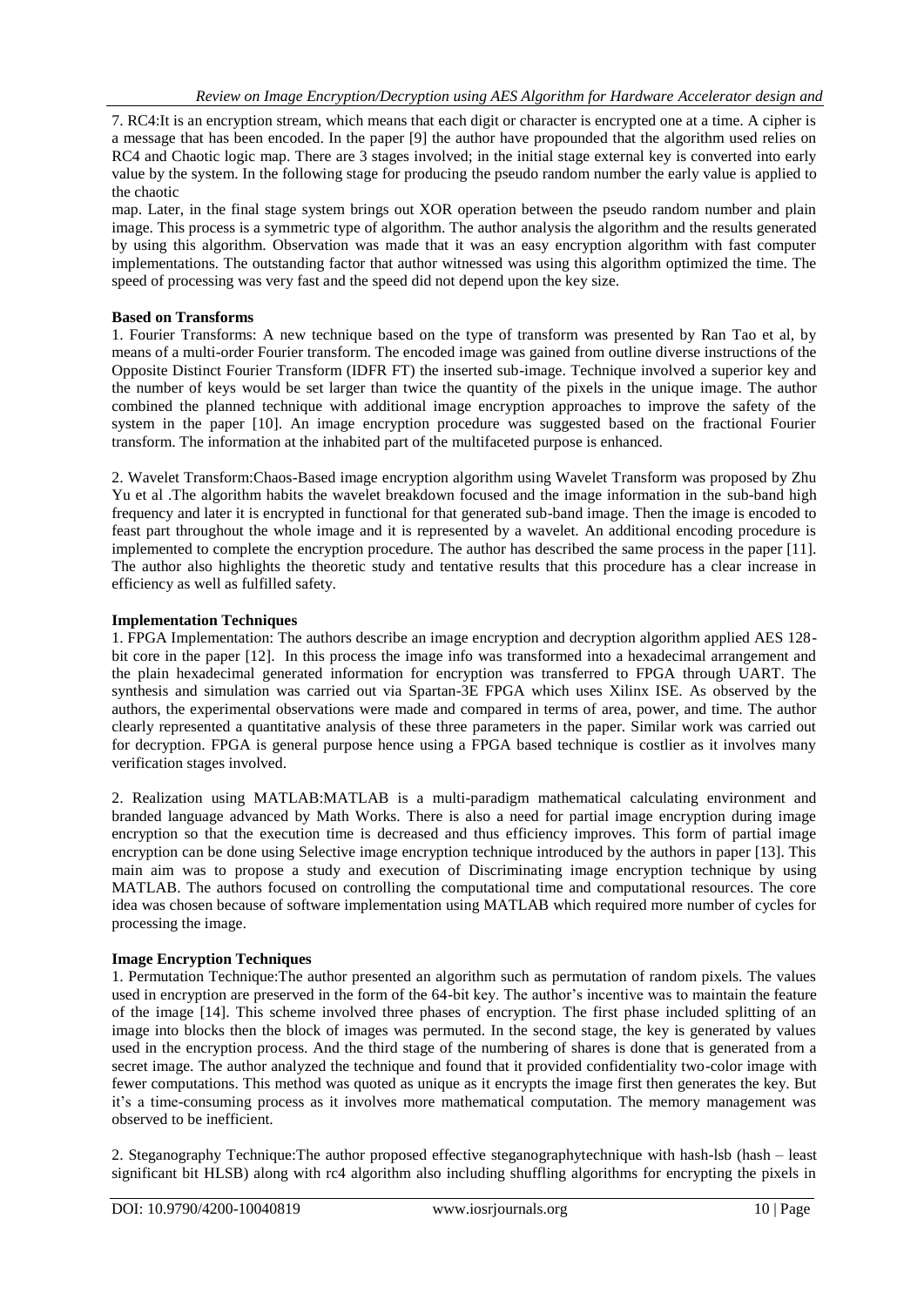7. RC4:It is an encryption stream, which means that each digit or character is encrypted one at a time. A cipher is a message that has been encoded. In the paper [9] the author have propounded that the algorithm used relies on RC4 and Chaotic logic map. There are 3 stages involved; in the initial stage external key is converted into early value by the system. In the following stage for producing the pseudo random number the early value is applied to the chaotic map. Later, in the final stage system brings out XOR operation between the pseudo random number and plain image. This process is a symmetric type of algorithm. The author analysis the algorithm and the results generated by using this algorithm. Observation was made that it was an easy encryption algorithm with fast computer implementations. The outstanding factor that author witnessed was using this algorithm optimized the time. The speed of processing was very fast and the speed did not depend upon the key size.

**Based on Transforms**

1. Fourier Transforms: A new technique based on the type of transform was presented by Ran Tao et al, by means of a multi-order Fourier transform. The encoded image was gained from outline diverse instructions of the Opposite Distinct Fourier Transform (IDFR FT) the inserted sub-image. Technique involved a superior key and the number of keys would be set larger than twice the quantity of the pixels in the unique image. The author combined the planned technique with additional image encryption approaches to improve the safety of the system in the paper [10]. An image encryption procedure was suggested based on the fractional Fourier transform. The information at the inhabited part of the multifaceted purpose is enhanced.

2. Wavelet Transform:Chaos-Based image encryption algorithm using Wavelet Transform was proposed by Zhu Yu et al .The algorithm habits the wavelet breakdown focused and the image information in the sub-band high frequency and later it is encrypted in functional for that generated sub-band image. Then the image is encoded to feast part throughout the whole image and it is represented by a wavelet. An additional encoding procedure is implemented to complete the encryption procedure. The author has described the same process in the paper [11]. The author also highlights the theoretic study and tentative results that this procedure has a clear increase in efficiency as well as fulfilled safety.

**Implementation Techniques**

1. FPGA Implementation: The authors describe an image encryption and decryption algorithm applied AES 128-bit core in the paper [12]. In this process the image info was transformed into a hexadecimal arrangement and the plain hexadecimal generated information for encryption was transferred to FPGA through UART. The synthesis and simulation was carried out via Spartan-3E FPGA which uses Xilinx ISE. As observed by the authors, the experimental observations were made and compared in terms of area, power, and time. The author clearly represented a quantitative analysis of these three parameters in the paper. Similar work was carried out for decryption. FPGA is general purpose hence using a FPGA based technique is costlier as it involves many verification stages involved.

2. Realization using MATLAB:MATLAB is a multi-paradigm mathematical calculating environment and branded language advanced by Math Works. There is also a need for partial image encryption during image encryption so that the execution time is decreased and thus efficiency improves. This form of partial image encryption can be done using Selective image encryption technique introduced by the authors in paper [13]. This main aim was to propose a study and execution of Discriminating image encryption technique by using MATLAB. The authors focused on controlling the computational time and computational resources. The core idea was chosen because of software implementation using MATLAB which required more number of cycles for processing the image.

**Image Encryption Techniques**

1. Permutation Technique:The author presented an algorithm such as permutation of random pixels. The values used in encryption are preserved in the form of the 64-bit key. The author's incentive was to maintain the feature of the image [14]. This scheme involved three phases of encryption. The first phase included splitting of an image into blocks then the block of images was permuted. In the second stage, the key is generated by values used in the encryption process. And the third stage of the numbering of shares is done that is generated from a secret image. The author analyzed the technique and found that it provided confidentiality two-color image with fewer computations. This method was quoted as unique as it encrypts the image first then generates the key. But it's a time-consuming process as it involves more mathematical computation. The memory management was observed to be inefficient.

2. Steganography Technique:The author proposed effective steganographytechnique with hash-lsb (hash – least significant bit HLSB) along with rc4 algorithm also including shuffling algorithms for encrypting the pixels in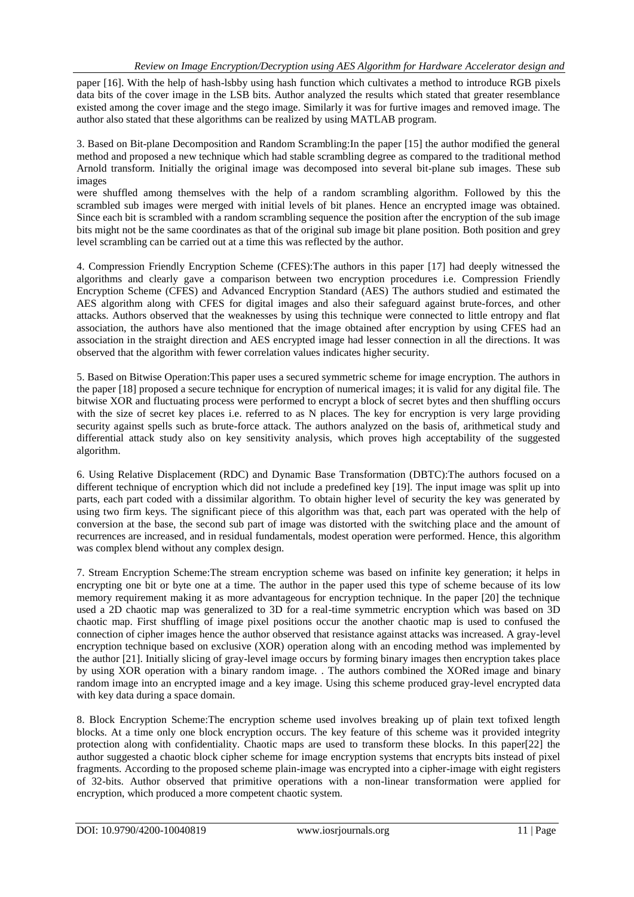paper [16]. With the help of hash-lsbby using hash function which cultivates a method to introduce RGB pixels data bits of the cover image in the LSB bits. Author analyzed the results which stated that greater resemblance existed among the cover image and the stego image. Similarly it was for furtive images and removed image. The author also stated that these algorithms can be realized by using MATLAB program.

3. Based on Bit-plane Decomposition and Random Scrambling:In the paper [15] the author modified the general method and proposed a new technique which had stable scrambling degree as compared to the traditional method Arnold transform. Initially the original image was decomposed into several bit-plane sub images. These sub images

were shuffled among themselves with the help of a random scrambling algorithm. Followed by this the scrambled sub images were merged with initial levels of bit planes. Hence an encrypted image was obtained. Since each bit is scrambled with a random scrambling sequence the position after the encryption of the sub image bits might not be the same coordinates as that of the original sub image bit plane position. Both position and grey level scrambling can be carried out at a time this was reflected by the author.

4. Compression Friendly Encryption Scheme (CFES):The authors in this paper [17] had deeply witnessed the algorithms and clearly gave a comparison between two encryption procedures i.e. Compression Friendly Encryption Scheme (CFES) and Advanced Encryption Standard (AES) The authors studied and estimated the AES algorithm along with CFES for digital images and also their safeguard against brute-forces, and other attacks. Authors observed that the weaknesses by using this technique were connected to little entropy and flat association, the authors have also mentioned that the image obtained after encryption by using CFES had an association in the straight direction and AES encrypted image had lesser connection in all the directions. It was observed that the algorithm with fewer correlation values indicates higher security.

5. Based on Bitwise Operation:This paper uses a secured symmetric scheme for image encryption. The authors in the paper [18] proposed a secure technique for encryption of numerical images; it is valid for any digital file. The bitwise XOR and fluctuating process were performed to encrypt a block of secret bytes and then shuffling occurs with the size of secret key places i.e. referred to as N places. The key for encryption is very large providing security against spells such as brute-force attack. The authors analyzed on the basis of, arithmetical study and differential attack study also on key sensitivity analysis, which proves high acceptability of the suggested algorithm.

6. Using Relative Displacement (RDC) and Dynamic Base Transformation (DBTC):The authors focused on a different technique of encryption which did not include a predefined key [19]. The input image was split up into parts, each part coded with a dissimilar algorithm. To obtain higher level of security the key was generated by using two firm keys. The significant piece of this algorithm was that, each part was operated with the help of conversion at the base, the second sub part of image was distorted with the switching place and the amount of recurrences are increased, and in residual fundamentals, modest operation were performed. Hence, this algorithm was complex blend without any complex design.

7. Stream Encryption Scheme:The stream encryption scheme was based on infinite key generation; it helps in encrypting one bit or byte one at a time. The author in the paper used this type of scheme because of its low memory requirement making it as more advantageous for encryption technique. In the paper [20] the technique used a 2D chaotic map was generalized to 3D for a real-time symmetric encryption which was based on 3D chaotic map. First shuffling of image pixel positions occur the another chaotic map is used to confused the connection of cipher images hence the author observed that resistance against attacks was increased. A gray-level encryption technique based on exclusive (XOR) operation along with an encoding method was implemented by the author [21]. Initially slicing of gray-level image occurs by forming binary images then encryption takes place by using XOR operation with a binary random image. . The authors combined the XORed image and binary random image into an encrypted image and a key image. Using this scheme produced gray-level encrypted data with key data during a space domain.

8. Block Encryption Scheme:The encryption scheme used involves breaking up of plain text tofixed length blocks. At a time only one block encryption occurs. The key feature of this scheme was it provided integrity protection along with confidentiality. Chaotic maps are used to transform these blocks. In this paper[22] the author suggested a chaotic block cipher scheme for image encryption systems that encrypts bits instead of pixel fragments. According to the proposed scheme plain-image was encrypted into a cipher-image with eight registers of 32-bits. Author observed that primitive operations with a non-linear transformation were applied for encryption, which produced a more competent chaotic system.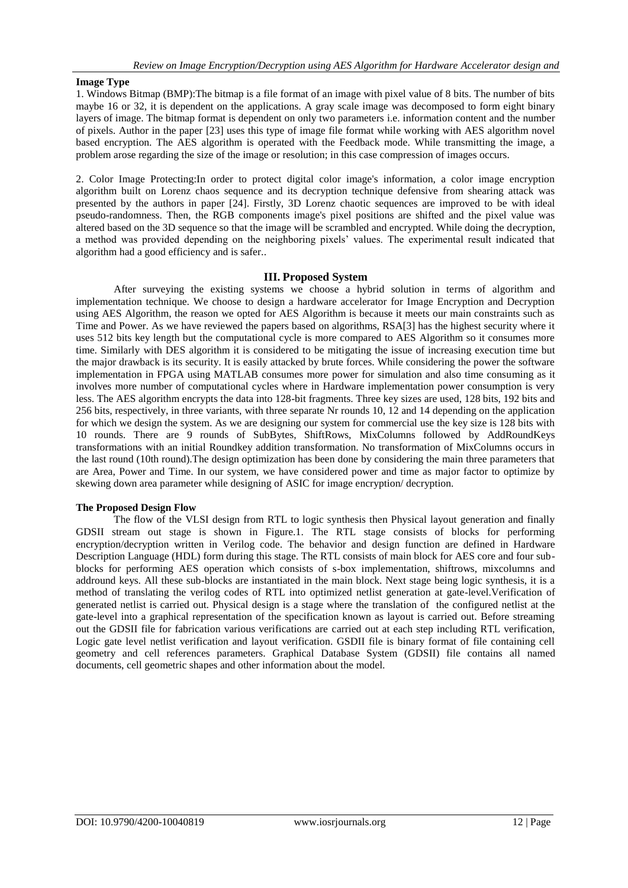**Image Type**

1. Windows Bitmap (BMP):The bitmap is a file format of an image with pixel value of 8 bits. The number of bits maybe 16 or 32, it is dependent on the applications. A gray scale image was decomposed to form eight binary layers of image. The bitmap format is dependent on only two parameters i.e. information content and the number of pixels. Author in the paper [23] uses this type of image file format while working with AES algorithm novel based encryption. The AES algorithm is operated with the Feedback mode. While transmitting the image, a problem arose regarding the size of the image or resolution; in this case compression of images occurs.

2. Color Image Protecting:In order to protect digital color image's information, a color image encryption algorithm built on Lorenz chaos sequence and its decryption technique defensive from shearing attack was presented by the authors in paper [24]. Firstly, 3D Lorenz chaotic sequences are improved to be with ideal pseudo-randomness. Then, the RGB components image's pixel positions are shifted and the pixel value was altered based on the 3D sequence so that the image will be scrambled and encrypted. While doing the decryption, a method was provided depending on the neighboring pixels' values. The experimental result indicated that algorithm had a good efficiency and is safer..

## III. Proposed System

After surveying the existing systems we choose a hybrid solution in terms of algorithm and implementation technique. We choose to design a hardware accelerator for Image Encryption and Decryption using AES Algorithm, the reason we opted for AES Algorithm is because it meets our main constraints such as Time and Power. As we have reviewed the papers based on algorithms, RSA[3] has the highest security where it uses 512 bits key length but the computational cycle is more compared to AES Algorithm so it consumes more time. Similarly with DES algorithm it is considered to be mitigating the issue of increasing execution time but the major drawback is its security. It is easily attacked by brute forces. While considering the power the software implementation in FPGA using MATLAB consumes more power for simulation and also time consuming as it involves more number of computational cycles where in Hardware implementation power consumption is very less. The AES algorithm encrypts the data into 128-bit fragments. Three key sizes are used, 128 bits, 192 bits and 256 bits, respectively, in three variants, with three separate Nr rounds 10, 12 and 14 depending on the application for which we design the system. As we are designing our system for commercial use the key size is 128 bits with 10 rounds. There are 9 rounds of SubBytes, ShiftRows, MixColumns followed by AddRoundKeys transformations with an initial Roundkey addition transformation. No transformation of MixColumns occurs in the last round (10th round).The design optimization has been done by considering the main three parameters that are Area, Power and Time. In our system, we have considered power and time as major factor to optimize by skewing down area parameter while designing of ASIC for image encryption/ decryption.

**The Proposed Design Flow**

The flow of the VLSI design from RTL to logic synthesis then Physical layout generation and finally GDSII stream out stage is shown in Figure.1. The RTL stage consists of blocks for performing encryption/decryption written in Verilog code. The behavior and design function are defined in Hardware Description Language (HDL) form during this stage. The RTL consists of main block for AES core and four sub-blocks for performing AES operation which consists of s-box implementation, shiftrows, mixcolumns and addround keys. All these sub-blocks are instantiated in the main block. Next stage being logic synthesis, it is a method of translating the verilog codes of RTL into optimized netlist generation at gate-level.Verification of generated netlist is carried out. Physical design is a stage where the translation of the configured netlist at the gate-level into a graphical representation of the specification known as layout is carried out. Before streaming out the GDSII file for fabrication various verifications are carried out at each step including RTL verification, Logic gate level netlist verification and layout verification. GSDII file is binary format of file containing cell geometry and cell references parameters. Graphical Database System (GDSII) file contains all named documents, cell geometric shapes and other information about the model.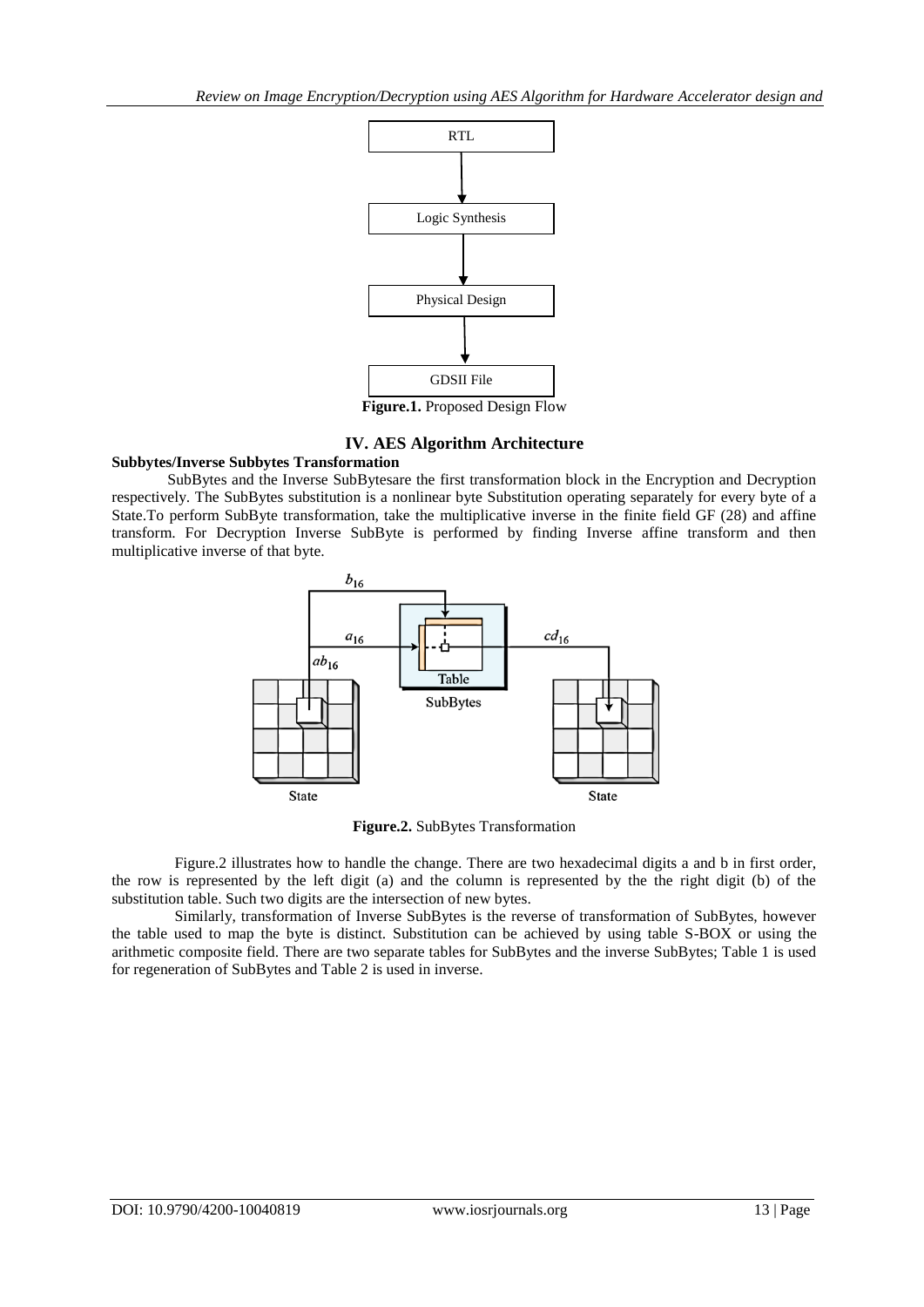Figure.1. Proposed Design Flow

## IV. AES Algorithm Architecture

**Subbytes/Inverse Subbytes Transformation**

SubBytes and the Inverse SubBytesare the first transformation block in the Encryption and Decryption respectively. The SubBytes substitution is a nonlinear byte Substitution operating separately for every byte of a State.To perform SubByte transformation, take the multiplicative inverse in the finite field GF (28) and affine transform. For Decryption Inverse SubByte is performed by finding Inverse affine transform and then multiplicative inverse of that byte.

**Figure.2.** SubBytes Transformation

Figure.2 illustrates how to handle the change. There are two hexadecimal digits a and b in first order, the row is represented by the left digit (a) and the column is represented by the the right digit (b) of the substitution table. Such two digits are the intersection of new bytes.

Similarly, transformation of Inverse SubBytes is the reverse of transformation of SubBytes, however the table used to map the byte is distinct. Substitution can be achieved by using table S-BOX or using the arithmetic composite field. There are two separate tables for SubBytes and the inverse SubBytes; Table 1 is used for regeneration of SubBytes and Table 2 is used in inverse.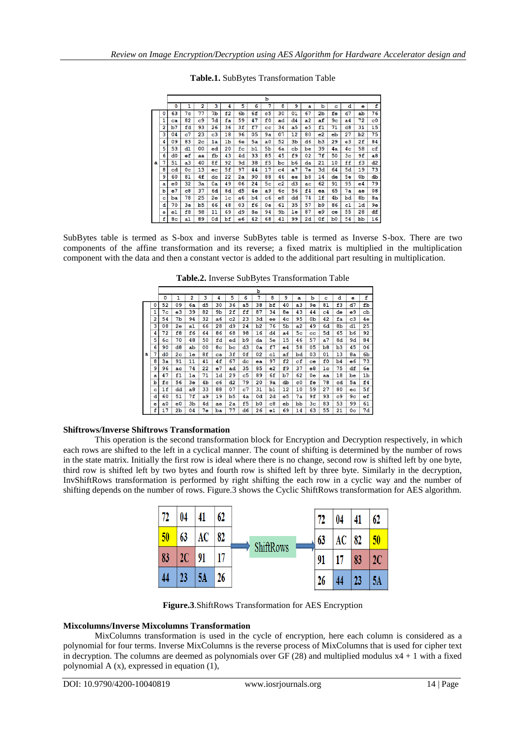**Table.1.** SubBytes Transformation Table

| | | b | | | | | | | | | | | | | | | |
|---|---|---|---|---|---|---|---|---|---|---|---|---|---|---|---|---|---|
| | | 0 | 1 | 2 | 3 | 4 | 5 | 6 | 7 | 8 | 9 | a | b | c | d | e | f |
| a | 0 | 63 | 7c | 77 | 7b | f2 | 6b | 6f | c5 | 30 | 01 | 67 | 2b | fe | d7 | ab | 76 |
| | 1 | ca | 82 | c9 | 7d | fa | 59 | 47 | f0 | ad | d4 | a2 | af | 9c | a4 | 72 | c0 |
| | 2 | b7 | fd | 93 | 26 | 36 | 3f | f7 | cc | 34 | a5 | e5 | f1 | 71 | d8 | 31 | 15 |
| | 3 | 04 | c7 | 23 | c3 | 18 | 96 | 05 | 9a | 07 | 12 | 80 | e2 | eb | 27 | b2 | 75 |
| | 4 | 09 | 83 | 2c | 1a | 1b | 6e | 5a | a0 | 52 | 3b | d6 | b3 | 29 | e3 | 2f | 84 |
| | 5 | 53 | d1 | 00 | ed | 20 | fc | b1 | 5b | 6a | cb | be | 39 | 4a | 4c | 58 | cf |
| | 6 | d0 | ef | aa | fb | 43 | 4d | 33 | 85 | 45 | f9 | 02 | 7f | 50 | 3c | 9f | a8 |
| | 7 | 51 | a3 | 40 | 8f | 92 | 9d | 38 | f5 | bc | b6 | da | 21 | 10 | ff | f3 | d2 |
| | 8 | cd | 0c | 13 | ec | 5f | 97 | 44 | 17 | c4 | a7 | 7e | 3d | 64 | 5d | 19 | 73 |
| | 9 | 60 | 81 | 4f | dc | 22 | 2a | 90 | 88 | 46 | ee | b8 | 14 | de | 5e | 0b | db |
| | a | e0 | 32 | 3a | 0a | 49 | 06 | 24 | 5c | c2 | d3 | ac | 62 | 91 | 95 | e4 | 79 |
| | b | e7 | c8 | 37 | 6d | 8d | d5 | 4e | a9 | 6c | 56 | f4 | ea | 65 | 7a | ae | 08 |
| | c | ba | 78 | 25 | 2e | 1c | a6 | b4 | c6 | e8 | dd | 74 | 1f | 4b | bd | 8b | 8a |
| | d | 70 | 3e | b5 | 66 | 48 | 03 | f6 | 0e | 61 | 35 | 57 | b9 | 86 | c1 | 1d | 9e |
| | e | e1 | f8 | 98 | 11 | 69 | d9 | 8e | 94 | 9b | 1e | 87 | e9 | ce | 55 | 28 | df |
| | f | 8c | a1 | 89 | 0d | bf | e6 | 42 | 68 | 41 | 99 | 2d | 0f | b0 | 54 | bb | 16 |

SubBytes table is termed as S-box and inverse SubBytes table is termed as Inverse S-box. There are two components of the affine transformation and its reverse; a fixed matrix is multiplied in the multiplication component with the data and then a constant vector is added to the additional part resulting in multiplication.

**Table.2.** Inverse SubBytes Transformation Table

| | | b | | | | | | | | | | | | | | | |
|---|---|---|---|---|---|---|---|---|---|---|---|---|---|---|---|---|---|
| | | 0 | 1 | 2 | 3 | 4 | 5 | 6 | 7 | 8 | 9 | a | b | c | d | e | f |
| a | 0 | 52 | 09 | 6a | d5 | 30 | 36 | a5 | 38 | bf | 40 | a3 | 9e | 81 | f3 | d7 | fb |
| | 1 | 7c | e3 | 39 | 82 | 9b | 2f | ff | 87 | 34 | 8e | 43 | 44 | c4 | de | e9 | cb |
| | 2 | 54 | 7b | 94 | 32 | a6 | c2 | 23 | 3d | ee | 4c | 95 | 0b | 42 | fa | c3 | 4e |
| | 3 | 08 | 2e | a1 | 66 | 28 | d9 | 24 | b2 | 76 | 5b | a2 | 49 | 6d | 8b | d1 | 25 |
| | 4 | 72 | f8 | f6 | 64 | 86 | 68 | 98 | 16 | d4 | a4 | 5c | cc | 5d | 65 | b6 | 92 |
| | 5 | 6c | 70 | 48 | 50 | fd | ed | b9 | da | 5e | 15 | 46 | 57 | a7 | 8d | 9d | 84 |
| | 6 | 90 | d8 | ab | 00 | 8c | bc | d3 | 0a | f7 | e4 | 58 | 05 | b8 | b3 | 45 | 06 |
| | 7 | d0 | 2c | 1e | 8f | ca | 3f | 0f | 02 | c1 | af | bd | 03 | 01 | 13 | 8a | 6b |
| | 8 | 3a | 91 | 11 | 41 | 4f | 67 | dc | ea | 97 | f2 | cf | ce | f0 | b4 | e6 | 73 |
| | 9 | 96 | ac | 74 | 22 | e7 | ad | 35 | 85 | e2 | f9 | 37 | e8 | 1c | 75 | df | 6e |
| | a | 47 | f1 | 1a | 71 | 1d | 29 | c5 | 89 | 6f | b7 | 62 | 0e | aa | 18 | be | 1b |
| | b | fc | 56 | 3e | 4b | c6 | d2 | 79 | 20 | 9a | db | c0 | fe | 78 | cd | 5a | f4 |
| | c | 1f | dd | a8 | 33 | 88 | 07 | c7 | 31 | b1 | 12 | 10 | 59 | 27 | 80 | ec | 5f |
| | d | 60 | 51 | 7f | a9 | 19 | b5 | 4a | 0d | 2d | e5 | 7a | 9f | 93 | c9 | 9c | ef |
| | e | a0 | e0 | 3b | 4d | ae | 2a | f5 | b0 | c8 | eb | bb | 3c | 83 | 53 | 99 | 61 |
| | f | 17 | 2b | 04 | 7e | ba | 77 | d6 | 26 | e1 | 69 | 14 | 63 | 55 | 21 | 0c | 7d |

**Shiftrows/Inverse Shiftrows Transformation**

This operation is the second transformation block for Encryption and Decryption respectively, in which each rows are shifted to the left in a cyclical manner. The count of shifting is determined by the number of rows in the state matrix. Initially the first row is ideal where there is no change, second row is shifted left by one byte, third row is shifted left by two bytes and fourth row is shifted left by three byte. Similarly in the decryption, InvShiftRows transformation is performed by right shifting the each row in a cyclic way and the number of shifting depends on the number of rows. Figure.3 shows the Cyclic ShiftRows transformation for AES algorithm.

| | | | |
|---|---|---|---|
| 72 | 04 | 41 | 62 |
| 50 | 63 | AC | 82 |
| 83 | 2C | 91 | 17 |
| 44 | 23 | 5A | 26 |

→ ShiftRows →

| | | | |
|---|---|---|---|
| 72 | 04 | 41 | 62 |
| 63 | AC | 82 | 50 |
| 91 | 17 | 83 | 2C |
| 26 | 44 | 23 | 5A |

**Figure.3**.ShiftRows Transformation for AES Encryption

**Mixcolumns/Inverse Mixcolumns Transformation**

MixColumns transformation is used in the cycle of encryption, here each column is considered as a polynomial for four terms. Inverse MixColumns is the reverse process of MixColumns that is used for cipher text in decryption. The columns are deemed as polynomials over GF (28) and multiplied modulus x4 + 1 with a fixed polynomial A (x), expressed in equation (1),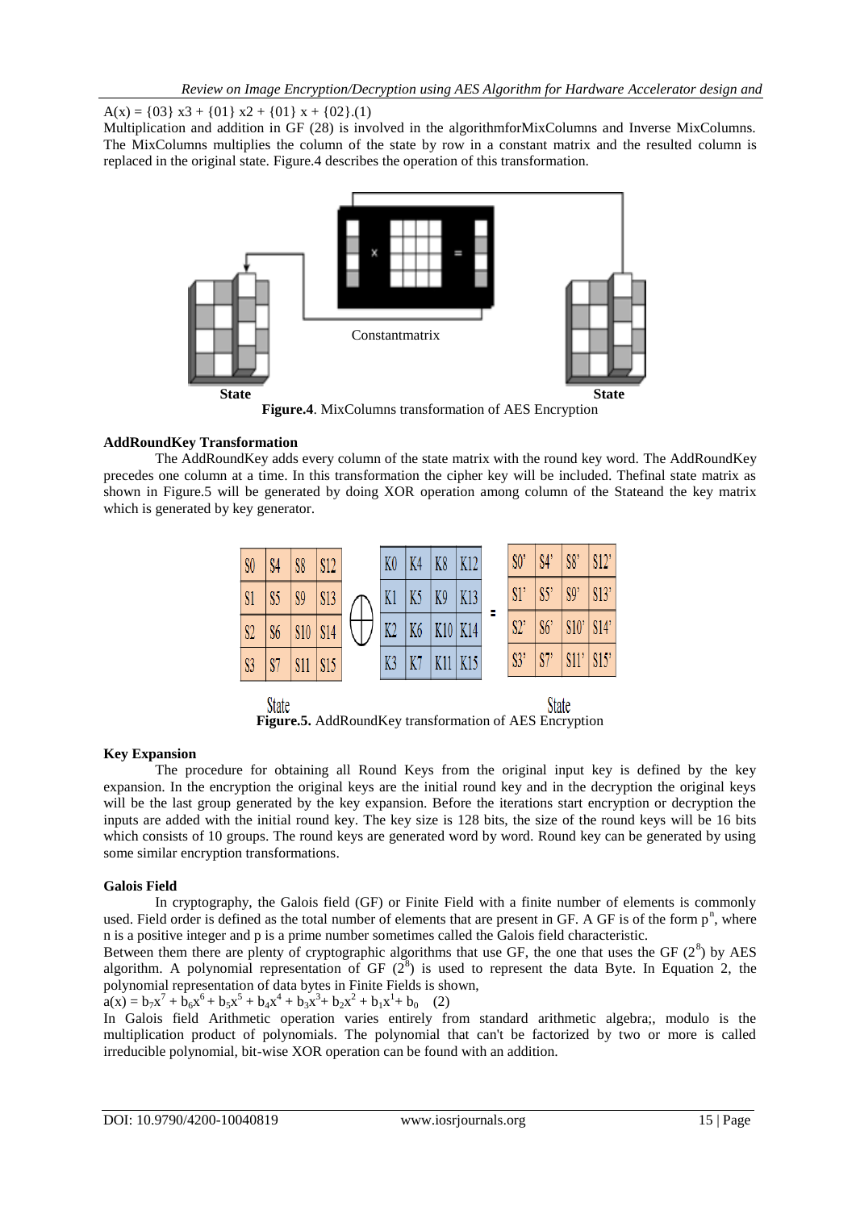$A(x) = \{03\}\ x3 + \{01\}\ x2 + \{01\}\ x + \{02\}$.(1)

Multiplication and addition in GF (28) is involved in the algorithmforMixColumns and Inverse MixColumns. The MixColumns multiplies the column of the state by row in a constant matrix and the resulted column is replaced in the original state. Figure.4 describes the operation of this transformation.

Constantmatrix

State State

**Figure.4**. MixColumns transformation of AES Encryption

**AddRoundKey Transformation**

The AddRoundKey adds every column of the state matrix with the round key word. The AddRoundKey precedes one column at a time. In this transformation the cipher key will be included. Thefinal state matrix as shown in Figure.5 will be generated by doing XOR operation among column of the Stateand the key matrix which is generated by key generator.

| S0 | S4 | S8 | S12 |
|---|---|---|---|
| S1 | S5 | S9 | S13 |
| S2 | S6 | S10 | S14 |
| S3 | S7 | S11 | S15 |

⊕

| K0 | K4 | K8 | K12 |
|---|---|---|---|
| K1 | K5 | K9 | K13 |
| K2 | K6 | K10 | K14 |
| K3 | K7 | K11 | K15 |

=

| S0' | S4' | S8' | S12' |
|---|---|---|---|
| S1' | S5' | S9' | S13' |
| S2' | S6' | S10' | S14' |
| S3' | S7' | S11' | S15' |

State State

**Figure.5.** AddRoundKey transformation of AES Encryption

**Key Expansion**

The procedure for obtaining all Round Keys from the original input key is defined by the key expansion. In the encryption the original keys are the initial round key and in the decryption the original keys will be the last group generated by the key expansion. Before the iterations start encryption or decryption the inputs are added with the initial round key. The key size is 128 bits, the size of the round keys will be 16 bits which consists of 10 groups. The round keys are generated word by word. Round key can be generated by using some similar encryption transformations.

**Galois Field**

In cryptography, the Galois field (GF) or Finite Field with a finite number of elements is commonly used. Field order is defined as the total number of elements that are present in GF. A GF is of the form $p^n$, where n is a positive integer and p is a prime number sometimes called the Galois field characteristic.

Between them there are plenty of cryptographic algorithms that use GF, the one that uses the GF $(2^8)$ by AES algorithm. A polynomial representation of GF $(2^8)$ is used to represent the data Byte. In Equation 2, the polynomial representation of data bytes in Finite Fields is shown,

$$a(x) = b_7x^7 + b_6x^6 + b_5x^5 + b_4x^4 + b_3x^3 + b_2x^2 + b_1x^1 + b_0 \quad (2)$$

In Galois field Arithmetic operation varies entirely from standard arithmetic algebra;, modulo is the multiplication product of polynomials. The polynomial that can't be factorized by two or more is called irreducible polynomial, bit-wise XOR operation can be found with an addition.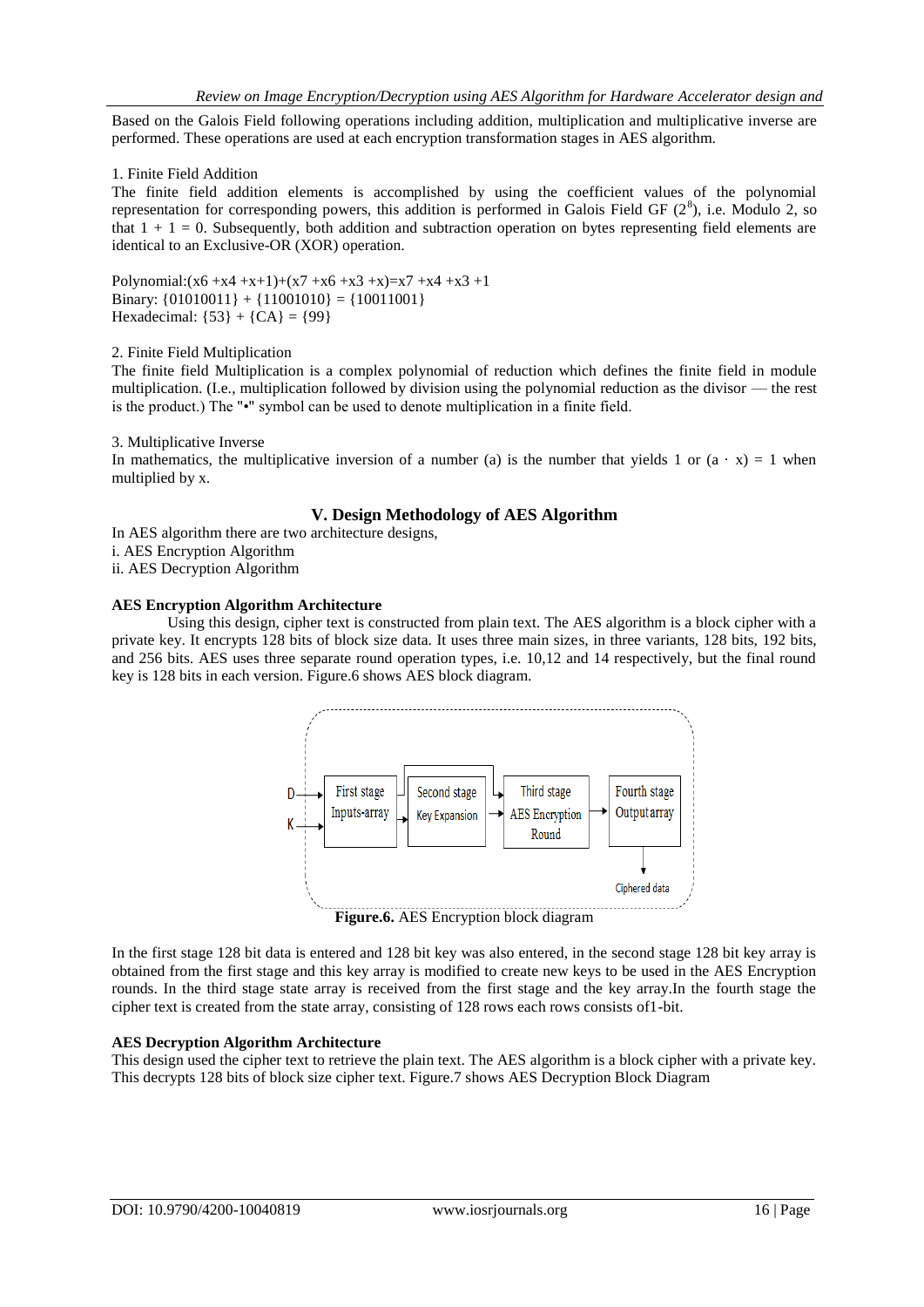Based on the Galois Field following operations including addition, multiplication and multiplicative inverse are performed. These operations are used at each encryption transformation stages in AES algorithm.

1. Finite Field Addition

The finite field addition elements is accomplished by using the coefficient values of the polynomial representation for corresponding powers, this addition is performed in Galois Field GF ($2^8$), i.e. Modulo 2, so that $1 + 1 = 0$. Subsequently, both addition and subtraction operation on bytes representing field elements are identical to an Exclusive-OR (XOR) operation.

Polynomial: $(x^6 + x^4 + x + 1) + (x^7 + x^6 + x^3 + x) = x^7 + x^4 + x^3 + 1$
Binary: {01010011} + {11001010} = {10011001}
Hexadecimal: {53} + {CA} = {99}

2. Finite Field Multiplication

The finite field Multiplication is a complex polynomial of reduction which defines the finite field in module multiplication. (I.e., multiplication followed by division using the polynomial reduction as the divisor — the rest is the product.) The "•" symbol can be used to denote multiplication in a finite field.

3. Multiplicative Inverse

In mathematics, the multiplicative inversion of a number (a) is the number that yields 1 or $(a \cdot x) = 1$ when multiplied by x.

## V. Design Methodology of AES Algorithm

In AES algorithm there are two architecture designs,
i. AES Encryption Algorithm
ii. AES Decryption Algorithm

**AES Encryption Algorithm Architecture**

Using this design, cipher text is constructed from plain text. The AES algorithm is a block cipher with a private key. It encrypts 128 bits of block size data. It uses three main sizes, in three variants, 128 bits, 192 bits, and 256 bits. AES uses three separate round operation types, i.e. 10,12 and 14 respectively, but the final round key is 128 bits in each version. Figure.6 shows AES block diagram.

D → First stage Inputs-array → Second stage Key Expansion → Third stage AES Encryption Round → Fourth stage Output array → Ciphered data
K →

**Figure.6.** AES Encryption block diagram

In the first stage 128 bit data is entered and 128 bit key was entered, in the second stage 128 bit key array is obtained from the first stage and this key array is modified to create new keys to be used in the AES Encryption rounds. In the third stage state array is received from the first stage and the key array.In the fourth stage the cipher text is created from the state array, consisting of 128 rows each rows consists of1-bit.

**AES Decryption Algorithm Architecture**

This design used the cipher text to retrieve the plain text. The AES algorithm is a block cipher with a private key. This decrypts 128 bits of block size cipher text. Figure.7 shows AES Decryption Block Diagram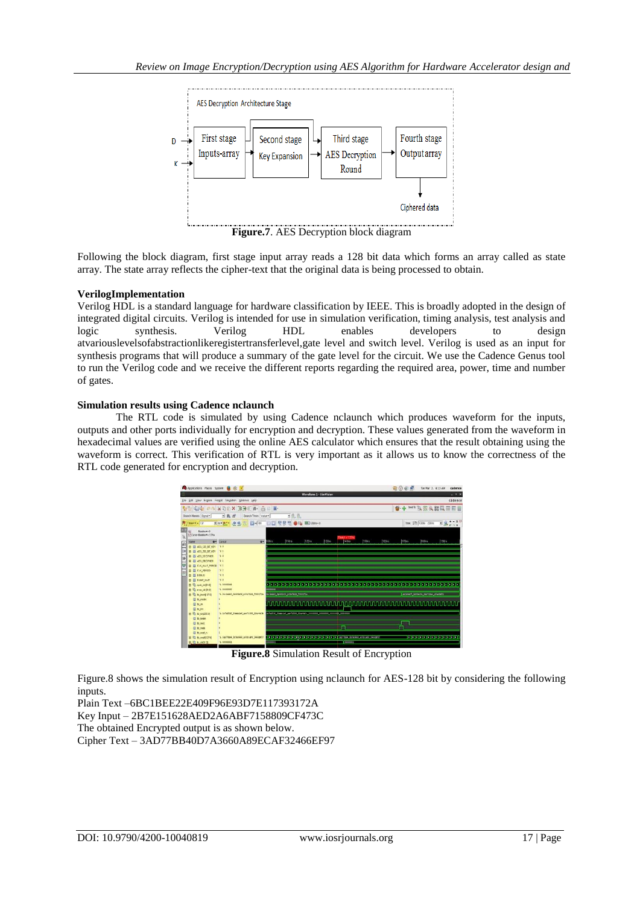**Figure.7**. AES Decryption block diagram

Following the block diagram, first stage input array reads a 128 bit data which forms an array called as state array. The state array reflects the cipher-text that the original data is being processed to obtain.

**VerilogImplementation**

Verilog HDL is a standard language for hardware classification by IEEE. This is broadly adopted in the design of integrated digital circuits. Verilog is intended for use in simulation verification, timing analysis, test analysis and logic synthesis. Verilog HDL enables developers to design atvariouslevelsofabstractionlikeregistertransferlevel,gate level and switch level. Verilog is used as an input for synthesis programs that will produce a summary of the gate level for the circuit. We use the Cadence Genus tool to run the Verilog code and we receive the different reports regarding the required area, power, time and number of gates.

**Simulation results using Cadence nclaunch**

The RTL code is simulated by using Cadence nclaunch which produces waveform for the inputs, outputs and other ports individually for encryption and decryption. These values generated from the waveform in hexadecimal values are verified using the online AES calculator which ensures that the result obtaining using the waveform is correct. This verification of RTL is very important as it allows us to know the correctness of the RTL code generated for encryption and decryption.

**Figure.8** Simulation Result of Encryption

Figure.8 shows the simulation result of Encryption using nclaunch for AES-128 bit by considering the following inputs.

Plain Text –6BC1BEE22E409F96E93D7E117393172A

Key Input – 2B7E151628AED2A6ABF7158809CF473C

The obtained Encrypted output is as shown below.

Cipher Text – 3AD77BB40D7A3660A89ECAF32466EF97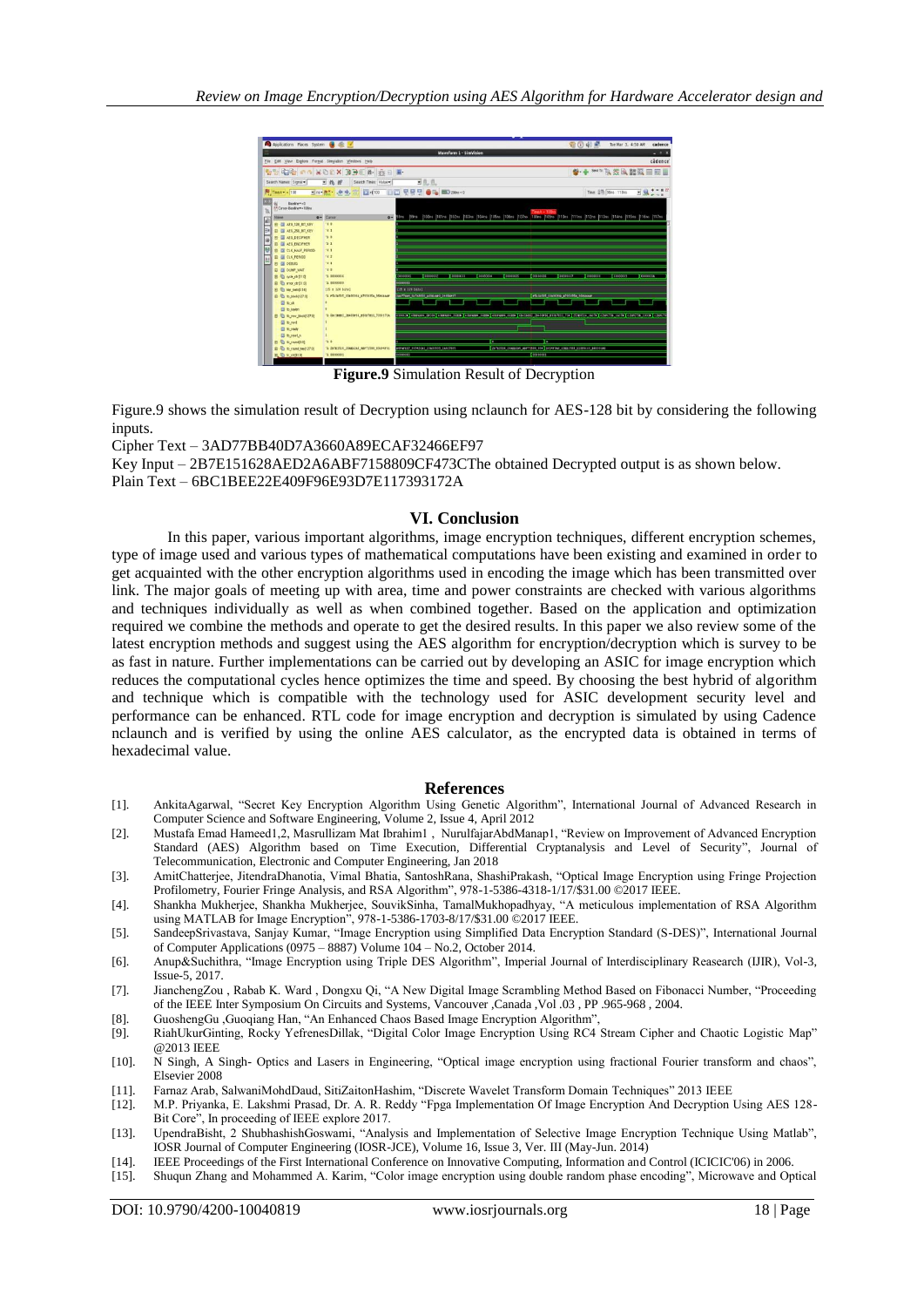**Figure.9** Simulation Result of Decryption

Figure.9 shows the simulation result of Decryption using nclaunch for AES-128 bit by considering the following inputs.

Cipher Text – 3AD77BB40D7A3660A89ECAF32466EF97

Key Input – 2B7E151628AED2A6ABF7158809CF473CThe obtained Decrypted output is as shown below.

Plain Text – 6BC1BEE22E409F96E93D7E117393172A

## VI. Conclusion

In this paper, various important algorithms, image encryption techniques, different encryption schemes, type of image used and various types of mathematical computations have been existing and examined in order to get acquainted with the other encryption algorithms used in encoding the image which has been transmitted over link. The major goals of meeting up with area, time and power constraints are checked with various algorithms and techniques individually as well as when combined together. Based on the application and optimization required we combine the methods and operate to get the desired results. In this paper we also review some of the latest encryption methods and suggest using the AES algorithm for encryption/decryption which is survey to be as fast in nature. Further implementations can be carried out by developing an ASIC for image encryption which reduces the computational cycles hence optimizes the time and speed. By choosing the best hybrid of algorithm and technique which is compatible with the technology used for ASIC development security level and performance can be enhanced. RTL code for image encryption and decryption is simulated by using Cadence nclaunch and is verified by using the online AES calculator, as the encrypted data is obtained in terms of hexadecimal value.

## References

[1]. AnkitaAgarwal, "Secret Key Encryption Algorithm Using Genetic Algorithm", International Journal of Advanced Research in Computer Science and Software Engineering, Volume 2, Issue 4, April 2012

[2]. Mustafa Emad Hameed1,2, Masrullizam Mat Ibrahim1 , NurulfajarAbdManap1, "Review on Improvement of Advanced Encryption Standard (AES) Algorithm based on Time Execution, Differential Cryptanalysis and Level of Security", Journal of Telecommunication, Electronic and Computer Engineering, Jan 2018

[3]. AmitChatterjee, JitendraDhanotia, Vimal Bhatia, SantoshRana, ShashiPrakash, "Optical Image Encryption using Fringe Projection Profilometry, Fourier Fringe Analysis, and RSA Algorithm", 978-1-5386-4318-1/17/$31.00 ©2017 IEEE.

[4]. Shankha Mukherjee, Shankha Mukherjee, SouvikSinha, TamalMukhopadhyay, "A meticulous implementation of RSA Algorithm using MATLAB for Image Encryption", 978-1-5386-1703-8/17/$31.00 ©2017 IEEE.

[5]. SandeepSrivastava, Sanjay Kumar, "Image Encryption using Simplified Data Encryption Standard (S-DES)", International Journal of Computer Applications (0975 – 8887) Volume 104 – No.2, October 2014.

[6]. Anup&Suchithra, "Image Encryption using Triple DES Algorithm", Imperial Journal of Interdisciplinary Reasearch (IJIR), Vol-3, Issue-5, 2017.

[7]. JianchengZou , Rabab K. Ward , Dongxu Qi, "A New Digital Image Scrambling Method Based on Fibonacci Number, "Proceeding of the IEEE Inter Symposium On Circuits and Systems, Vancouver ,Canada ,Vol .03 , PP .965-968 , 2004.

[8]. GuoshengGu ,Guoqiang Han, "An Enhanced Chaos Based Image Encryption Algorithm",

[9]. RiahUkurGinting, Rocky YefrenesDillak, "Digital Color Image Encryption Using RC4 Stream Cipher and Chaotic Logistic Map" @2013 IEEE

[10]. N Singh, A Singh- Optics and Lasers in Engineering, "Optical image encryption using fractional Fourier transform and chaos", Elsevier 2008

[11]. Farnaz Arab, SalwaniMohdDaud, SitiZaitonHashim, "Discrete Wavelet Transform Domain Techniques" 2013 IEEE

[12]. M.P. Priyanka, E. Lakshmi Prasad, Dr. A. R. Reddy "Fpga Implementation Of Image Encryption And Decryption Using AES 128-Bit Core", In proceeding of IEEE explore 2017.

[13]. UpendraBisht, 2 ShubhashishGoswami, "Analysis and Implementation of Selective Image Encryption Technique Using Matlab", IOSR Journal of Computer Engineering (IOSR-JCE), Volume 16, Issue 3, Ver. III (May-Jun. 2014)

[14]. IEEE Proceedings of the First International Conference on Innovative Computing, Information and Control (ICICIC'06) in 2006.

[15]. Shuqun Zhang and Mohammed A. Karim, "Color image encryption using double random phase encoding", Microwave and Optical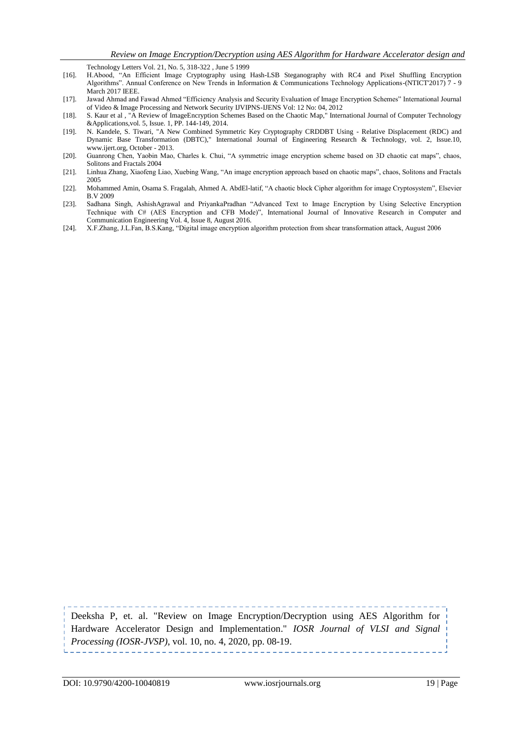Technology Letters Vol. 21, No. 5, 318-322 , June 5 1999

[16]. H.Abood, "An Efficient Image Cryptography using Hash-LSB Steganography with RC4 and Pixel Shuffling Encryption Algorithms". Annual Conference on New Trends in Information & Communications Technology Applications-(NTICT'2017) 7 - 9 March 2017 IEEE.

[17]. Jawad Ahmad and Fawad Ahmed "Efficiency Analysis and Security Evaluation of Image Encryption Schemes" International Journal of Video & Image Processing and Network Security IJVIPNS-IJENS Vol: 12 No: 04, 2012

[18]. S. Kaur et al , "A Review of ImageEncryption Schemes Based on the Chaotic Map," International Journal of Computer Technology &Applications,vol. 5, Issue. 1, PP. 144-149, 2014.

[19]. N. Kandele, S. Tiwari, "A New Combined Symmetric Key Cryptography CRDDBT Using - Relative Displacement (RDC) and Dynamic Base Transformation (DBTC)," International Journal of Engineering Research & Technology, vol. 2, Issue.10, www.ijert.org, October - 2013.

[20]. Guanrong Chen, Yaobin Mao, Charles k. Chui, "A symmetric image encryption scheme based on 3D chaotic cat maps", chaos, Solitons and Fractals 2004

[21]. Linhua Zhang, Xiaofeng Liao, Xuebing Wang, "An image encryption approach based on chaotic maps", chaos, Solitons and Fractals 2005

[22]. Mohammed Amin, Osama S. Fragalah, Ahmed A. AbdEl-latif, "A chaotic block Cipher algorithm for image Cryptosystem", Elsevier B.V 2009

[23]. Sadhana Singh, AshishAgrawal and PriyankaPradhan "Advanced Text to Image Encryption by Using Selective Encryption Technique with C# (AES Encryption and CFB Mode)", International Journal of Innovative Research in Computer and Communication Engineering Vol. 4, Issue 8, August 2016.

[24]. X.F.Zhang, J.L.Fan, B.S.Kang, "Digital image encryption algorithm protection from shear transformation attack, August 2006

Deeksha P, et. al. "Review on Image Encryption/Decryption using AES Algorithm for Hardware Accelerator Design and Implementation." *IOSR Journal of VLSI and Signal Processing (IOSR-JVSP)*, vol. 10, no. 4, 2020, pp. 08-19.